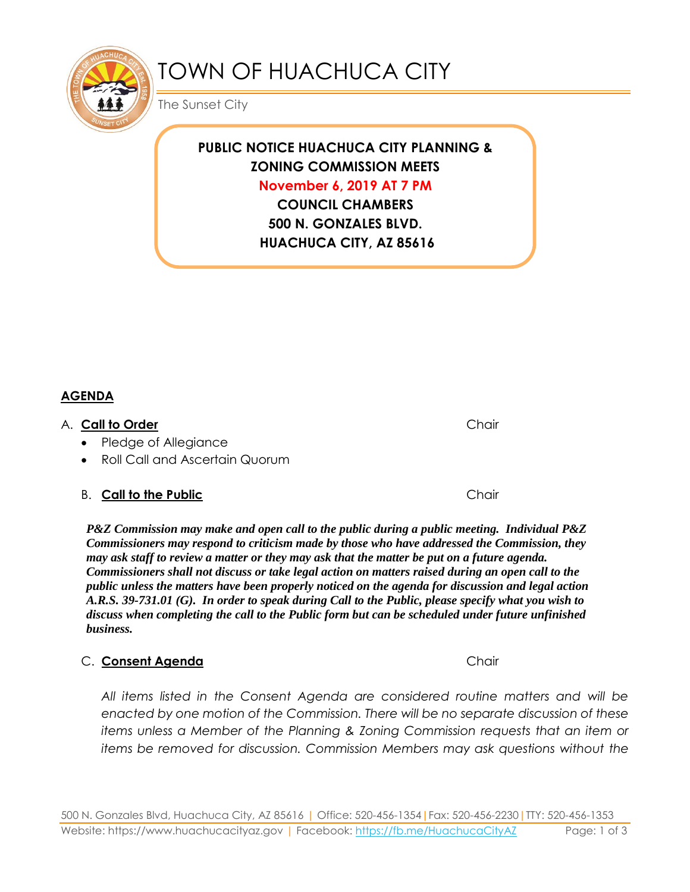# TOWN OF HUACHUCA CITY

The Sunset City

**PUBLIC NOTICE HUACHUCA CITY PLANNING & ZONING COMMISSION MEETS**

**November 6, 2019 AT 7 PM**

**COUNCIL CHAMBERS**

**500 N. GONZALES BLVD.**

**HUACHUCA CITY, AZ 85616**

## AGENDA

A. **Call to Order** Chair

- Pledge of Allegiance
- Roll Call and Ascertain Quorum

B. **Call to the Public** Chair

***P&Z Commission may make and open call to the public during a public meeting. Individual P&Z Commissioners may respond to criticism made by those who have addressed the Commission, they may ask staff to review a matter or they may ask that the matter be put on a future agenda. Commissioners shall not discuss or take legal action on matters raised during an open call to the public unless the matters have been properly noticed on the agenda for discussion and legal action A.R.S. 39-731.01 (G). In order to speak during Call to the Public, please specify what you wish to discuss when completing the call to the Public form but can be scheduled under future unfinished business.***

C. **Consent Agenda** Chair

*All items listed in the Consent Agenda are considered routine matters and will be enacted by one motion of the Commission. There will be no separate discussion of these items unless a Member of the Planning & Zoning Commission requests that an item or items be removed for discussion. Commission Members may ask questions without the*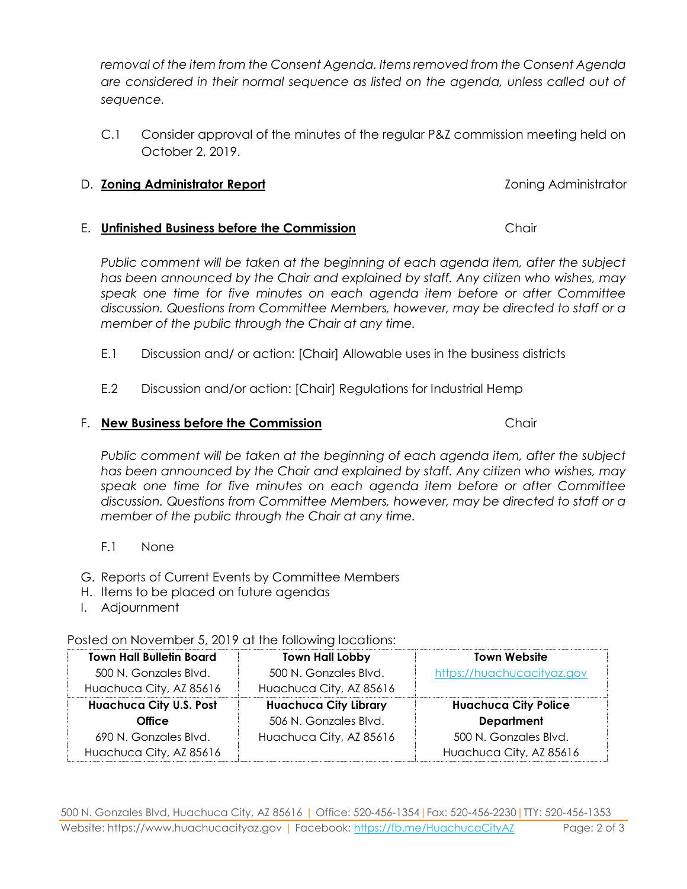*removal of the item from the Consent Agenda. Items removed from the Consent Agenda are considered in their normal sequence as listed on the agenda, unless called out of sequence.*

C.1 Consider approval of the minutes of the regular P&Z commission meeting held on October 2, 2019.

D. **Zoning Administrator Report** — Zoning Administrator

E. **Unfinished Business before the Commission** — Chair

*Public comment will be taken at the beginning of each agenda item, after the subject has been announced by the Chair and explained by staff. Any citizen who wishes, may speak one time for five minutes on each agenda item before or after Committee discussion. Questions from Committee Members, however, may be directed to staff or a member of the public through the Chair at any time.*

E.1 Discussion and/ or action: [Chair] Allowable uses in the business districts

E.2 Discussion and/or action: [Chair] Regulations for Industrial Hemp

F. **New Business before the Commission** — Chair

*Public comment will be taken at the beginning of each agenda item, after the subject has been announced by the Chair and explained by staff. Any citizen who wishes, may speak one time for five minutes on each agenda item before or after Committee discussion. Questions from Committee Members, however, may be directed to staff or a member of the public through the Chair at any time.*

F.1 None

G. Reports of Current Events by Committee Members
H. Items to be placed on future agendas
I. Adjournment

Posted on November 5, 2019 at the following locations:

| **Town Hall Bulletin Board**<br>500 N. Gonzales Blvd.<br>Huachuca City, AZ 85616 | **Town Hall Lobby**<br>500 N. Gonzales Blvd.<br>Huachuca City, AZ 85616 | **Town Website**<br>https://huachucacityaz.gov |
|---|---|---|
| **Huachuca City U.S. Post Office**<br>690 N. Gonzales Blvd.<br>Huachuca City, AZ 85616 | **Huachuca City Library**<br>506 N. Gonzales Blvd.<br>Huachuca City, AZ 85616 | **Huachuca City Police Department**<br>500 N. Gonzales Blvd.<br>Huachuca City, AZ 85616 |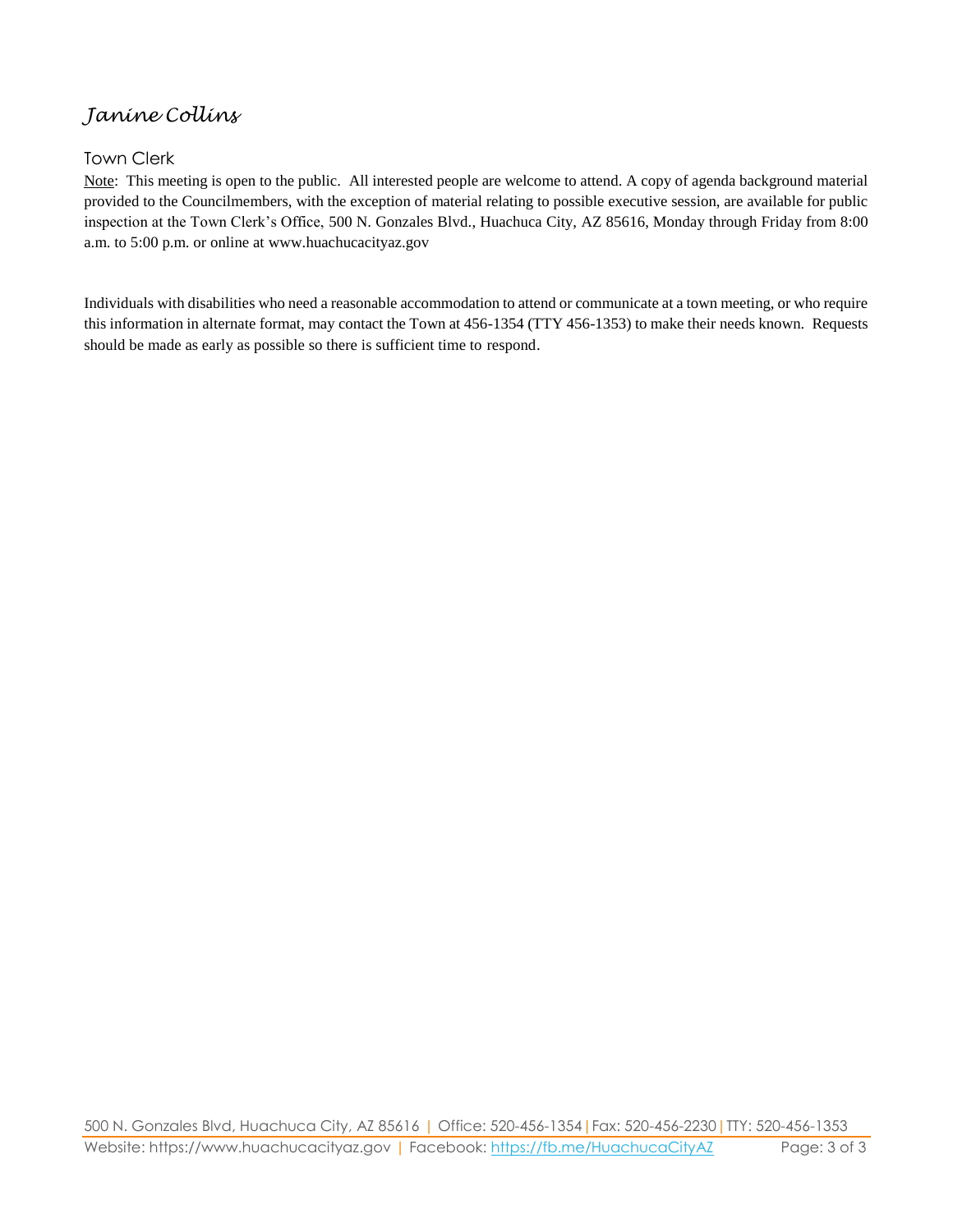*Janine Collins*

Town Clerk

Note: This meeting is open to the public. All interested people are welcome to attend. A copy of agenda background material provided to the Councilmembers, with the exception of material relating to possible executive session, are available for public inspection at the Town Clerk's Office, 500 N. Gonzales Blvd., Huachuca City, AZ 85616, Monday through Friday from 8:00 a.m. to 5:00 p.m. or online at www.huachucacityaz.gov

Individuals with disabilities who need a reasonable accommodation to attend or communicate at a town meeting, or who require this information in alternate format, may contact the Town at 456-1354 (TTY 456-1353) to make their needs known. Requests should be made as early as possible so there is sufficient time to respond.